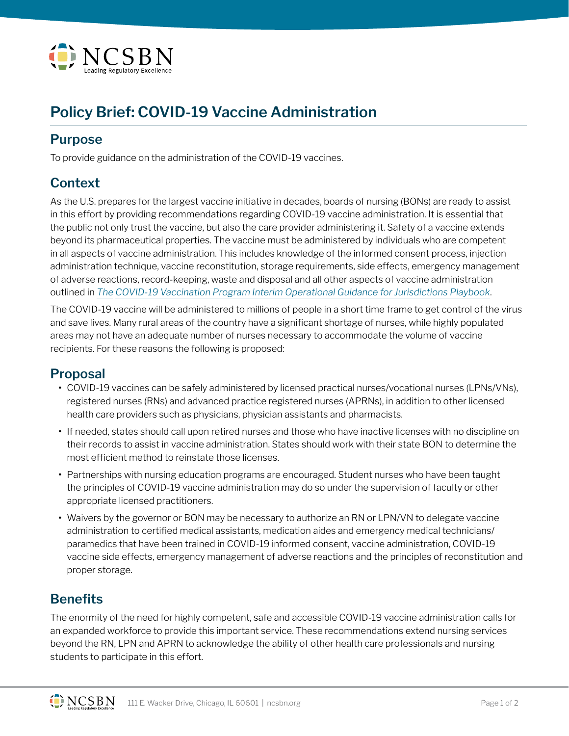NCSBN
Leading Regulatory Excellence

# Policy Brief: COVID-19 Vaccine Administration

## Purpose

To provide guidance on the administration of the COVID-19 vaccines.

## Context

As the U.S. prepares for the largest vaccine initiative in decades, boards of nursing (BONs) are ready to assist in this effort by providing recommendations regarding COVID-19 vaccine administration. It is essential that the public not only trust the vaccine, but also the care provider administering it. Safety of a vaccine extends beyond its pharmaceutical properties. The vaccine must be administered by individuals who are competent in all aspects of vaccine administration. This includes knowledge of the informed consent process, injection administration technique, vaccine reconstitution, storage requirements, side effects, emergency management of adverse reactions, record-keeping, waste and disposal and all other aspects of vaccine administration outlined in *The COVID-19 Vaccination Program Interim Operational Guidance for Jurisdictions Playbook*.

The COVID-19 vaccine will be administered to millions of people in a short time frame to get control of the virus and save lives. Many rural areas of the country have a significant shortage of nurses, while highly populated areas may not have an adequate number of nurses necessary to accommodate the volume of vaccine recipients. For these reasons the following is proposed:

## Proposal

- COVID-19 vaccines can be safely administered by licensed practical nurses/vocational nurses (LPNs/VNs), registered nurses (RNs) and advanced practice registered nurses (APRNs), in addition to other licensed health care providers such as physicians, physician assistants and pharmacists.
- If needed, states should call upon retired nurses and those who have inactive licenses with no discipline on their records to assist in vaccine administration. States should work with their state BON to determine the most efficient method to reinstate those licenses.
- Partnerships with nursing education programs are encouraged. Student nurses who have been taught the principles of COVID-19 vaccine administration may do so under the supervision of faculty or other appropriate licensed practitioners.
- Waivers by the governor or BON may be necessary to authorize an RN or LPN/VN to delegate vaccine administration to certified medical assistants, medication aides and emergency medical technicians/paramedics that have been trained in COVID-19 informed consent, vaccine administration, COVID-19 vaccine side effects, emergency management of adverse reactions and the principles of reconstitution and proper storage.

## Benefits

The enormity of the need for highly competent, safe and accessible COVID-19 vaccine administration calls for an expanded workforce to provide this important service. These recommendations extend nursing services beyond the RN, LPN and APRN to acknowledge the ability of other health care professionals and nursing students to participate in this effort.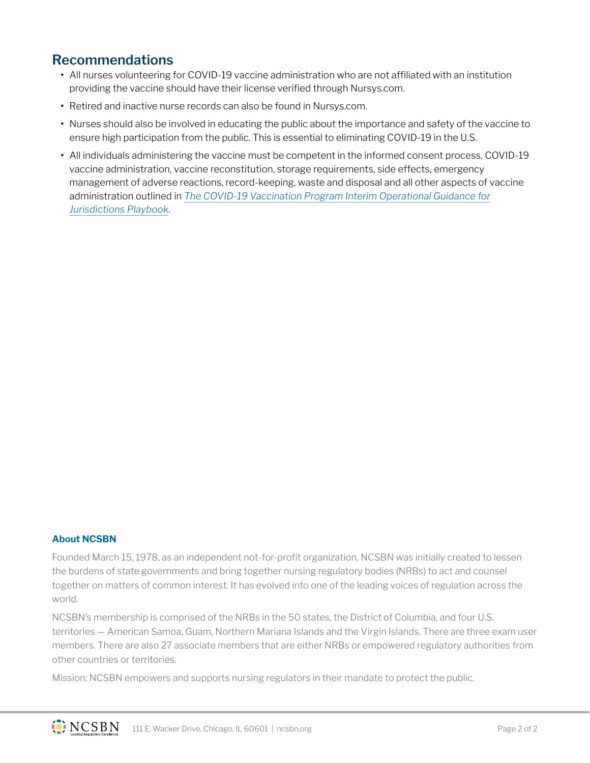## Recommendations

- All nurses volunteering for COVID-19 vaccine administration who are not affiliated with an institution providing the vaccine should have their license verified through Nursys.com.
- Retired and inactive nurse records can also be found in Nursys.com.
- Nurses should also be involved in educating the public about the importance and safety of the vaccine to ensure high participation from the public. This is essential to eliminating COVID-19 in the U.S.
- All individuals administering the vaccine must be competent in the informed consent process, COVID-19 vaccine administration, vaccine reconstitution, storage requirements, side effects, emergency management of adverse reactions, record-keeping, waste and disposal and all other aspects of vaccine administration outlined in *The COVID-19 Vaccination Program Interim Operational Guidance for Jurisdictions Playbook*.

**About NCSBN**

Founded March 15, 1978, as an independent not-for-profit organization, NCSBN was initially created to lessen the burdens of state governments and bring together nursing regulatory bodies (NRBs) to act and counsel together on matters of common interest. It has evolved into one of the leading voices of regulation across the world.

NCSBN's membership is comprised of the NRBs in the 50 states, the District of Columbia, and four U.S. territories — American Samoa, Guam, Northern Mariana Islands and the Virgin Islands. There are three exam user members. There are also 27 associate members that are either NRBs or empowered regulatory authorities from other countries or territories.

Mission: NCSBN empowers and supports nursing regulators in their mandate to protect the public.